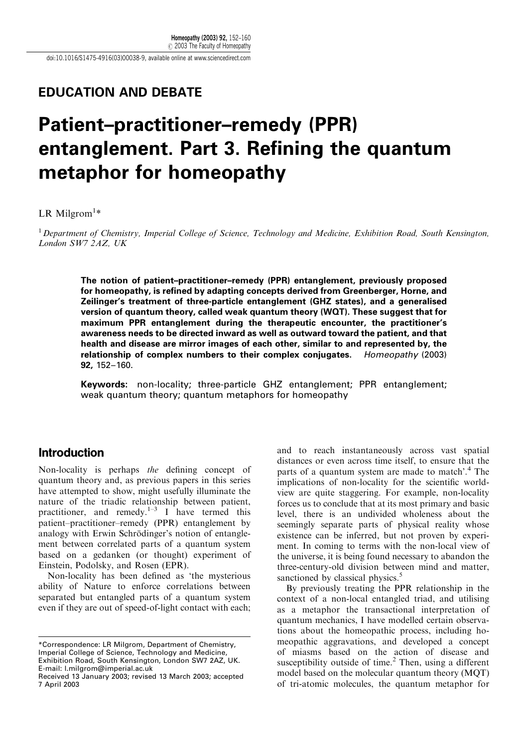doi:10.1016/S1475-4916(03)00038-9, available online at www.sciencedirect.com

## EDUCATION AND DEBATE

# Patient–practitioner–remedy (PPR) entanglement. Part 3. Refining the quantum metaphor for homeopathy

LR Milgrom[1]*

[1] Department of Chemistry, Imperial College of Science, Technology and Medicine, Exhibition Road, South Kensington, London SW7 2AZ, UK

**The notion of patient–practitioner–remedy (PPR) entanglement, previously proposed for homeopathy, is refined by adapting concepts derived from Greenberger, Horne, and Zeilinger's treatment of three-particle entanglement (GHZ states), and a generalised version of quantum theory, called weak quantum theory (WQT). These suggest that for maximum PPR entanglement during the therapeutic encounter, the practitioner's awareness needs to be directed inward as well as outward toward the patient, and that health and disease are mirror images of each other, similar to and represented by, the relationship of complex numbers to their complex conjugates.** *Homeopathy* (2003) **92,** 152–160.

**Keywords:** non-locality; three-particle GHZ entanglement; PPR entanglement; weak quantum theory; quantum metaphors for homeopathy

## Introduction

Non-locality is perhaps *the* defining concept of quantum theory and, as previous papers in this series have attempted to show, might usefully illuminate the nature of the triadic relationship between patient, practitioner, and remedy.[1–3] I have termed this patient–practitioner–remedy (PPR) entanglement by analogy with Erwin Schrödinger's notion of entanglement between correlated parts of a quantum system based on a gedanken (or thought) experiment of Einstein, Podolsky, and Rosen (EPR).

Non-locality has been defined as 'the mysterious ability of Nature to enforce correlations between separated but entangled parts of a quantum system even if they are out of speed-of-light contact with each; and to reach instantaneously across vast spatial distances or even across time itself, to ensure that the parts of a quantum system are made to match'.[4] The implications of non-locality for the scientific world-view are quite staggering. For example, non-locality forces us to conclude that at its most primary and basic level, there is an undivided wholeness about the seemingly separate parts of physical reality whose existence can be inferred, but not proven by experiment. In coming to terms with the non-local view of the universe, it is being found necessary to abandon the three-century-old division between mind and matter, sanctioned by classical physics.[5]

By previously treating the PPR relationship in the context of a non-local entangled triad, and utilising as a metaphor the transactional interpretation of quantum mechanics, I have modelled certain observations about the homeopathic process, including homeopathic aggravations, and developed a concept of miasms based on the action of disease and susceptibility outside of time.[2] Then, using a different model based on the molecular quantum theory (MQT) of tri-atomic molecules, the quantum metaphor for

*Correspondence: LR Milgrom, Department of Chemistry, Imperial College of Science, Technology and Medicine, Exhibition Road, South Kensington, London SW7 2AZ, UK.
E-mail: l.milgrom@imperial.ac.uk
Received 13 January 2003; revised 13 March 2003; accepted 7 April 2003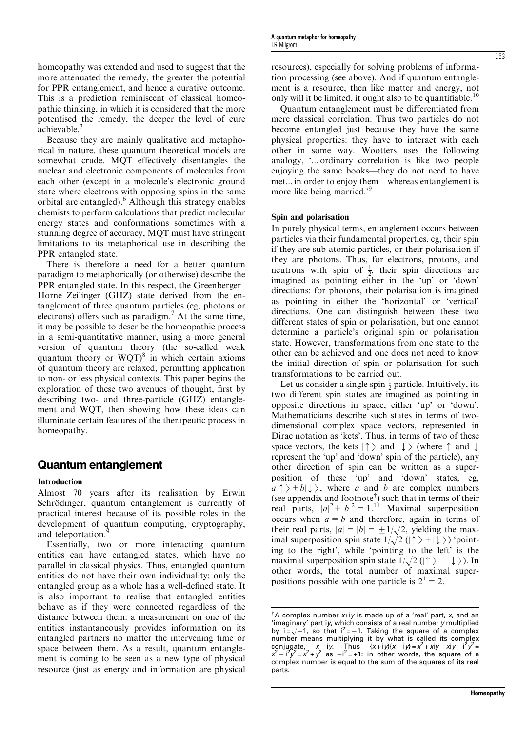homeopathy was extended and used to suggest that the more attenuated the remedy, the greater the potential for PPR entanglement, and hence a curative outcome. This is a prediction reminiscent of classical homeopathic thinking, in which it is considered that the more potentised the remedy, the deeper the level of cure achievable.[3]

Because they are mainly qualitative and metaphorical in nature, these quantum theoretical models are somewhat crude. MQT effectively disentangles the nuclear and electronic components of molecules from each other (except in a molecule's electronic ground state where electrons with opposing spins in the same orbital are entangled).[6] Although this strategy enables chemists to perform calculations that predict molecular energy states and conformations sometimes with a stunning degree of accuracy, MQT must have stringent limitations to its metaphorical use in describing the PPR entangled state.

There is therefore a need for a better quantum paradigm to metaphorically (or otherwise) describe the PPR entangled state. In this respect, the Greenberger–Horne–Zeilinger (GHZ) state derived from the entanglement of three quantum particles (eg, photons or electrons) offers such as paradigm.[7] At the same time, it may be possible to describe the homeopathic process in a semi-quantitative manner, using a more general version of quantum theory (the so-called weak quantum theory or WQT)[8] in which certain axioms of quantum theory are relaxed, permitting application to non- or less physical contexts. This paper begins the exploration of these two avenues of thought, first by describing two- and three-particle (GHZ) entanglement and WQT, then showing how these ideas can illuminate certain features of the therapeutic process in homeopathy.

## Quantum entanglement

### Introduction

Almost 70 years after its realisation by Erwin Schrödinger, quantum entanglement is currently of practical interest because of its possible roles in the development of quantum computing, cryptography, and teleportation.[9]

Essentially, two or more interacting quantum entities can have entangled states, which have no parallel in classical physics. Thus, entangled quantum entities do not have their own individuality: only the entangled group as a whole has a well-defined state. It is also important to realise that entangled entities behave as if they were connected regardless of the distance between them: a measurement on one of the entities instantaneously provides information on its entangled partners no matter the intervening time or space between them. As a result, quantum entanglement is coming to be seen as a new type of physical resource (just as energy and information are physical resources), especially for solving problems of information processing (see above). And if quantum entanglement is a resource, then like matter and energy, not only will it be limited, it ought also to be quantifiable.[10]

Quantum entanglement must be differentiated from mere classical correlation. Thus two particles do not become entangled just because they have the same physical properties: they have to interact with each other in some way. Wootters uses the following analogy, '... ordinary correlation is like two people enjoying the same books—they do not need to have met... in order to enjoy them—whereas entanglement is more like being married.'[9]

### Spin and polarisation

In purely physical terms, entanglement occurs between particles via their fundamental properties, eg, their spin if they are sub-atomic particles, or their polarisation if they are photons. Thus, for electrons, protons, and neutrons with spin of $\frac{1}{2}$, their spin directions are imagined as pointing either in the 'up' or 'down' directions: for photons, their polarisation is imagined as pointing in either the 'horizontal' or 'vertical' directions. One can distinguish between these two different states of spin or polarisation, but one cannot determine a particle's original spin or polarisation state. However, transformations from one state to the other can be achieved and one does not need to know the initial direction of spin or polarisation for such transformations to be carried out.

Let us consider a single spin-$\frac{1}{2}$ particle. Intuitively, its two different spin states are imagined as pointing in opposite directions in space, either 'up' or 'down'. Mathematicians describe such states in terms of two-dimensional complex space vectors, represented in Dirac notation as 'kets'. Thus, in terms of two of these space vectors, the kets $|\uparrow\rangle$ and $|\downarrow\rangle$ (where $\uparrow$ and $\downarrow$ represent the 'up' and 'down' spin of the particle), any other direction of spin can be written as a superposition of these 'up' and 'down' states, eg, $a|\uparrow\rangle + b|\downarrow\rangle$, where $a$ and $b$ are complex numbers (see appendix and footnote†) such that in terms of their real parts, $|a|^2 + |b|^2 = 1$.[11] Maximal superposition occurs when $a = b$ and therefore, again in terms of their real parts, $|a| = |b| = \pm 1/\sqrt{2}$, yielding the maximal superposition spin state $1/\sqrt{2}\,(|\uparrow\rangle + |\downarrow\rangle)$ 'pointing to the right', while 'pointing to the left' is the maximal superposition spin state $1/\sqrt{2}\,(|\uparrow\rangle - |\downarrow\rangle)$. In other words, the total number of maximal superpositions possible with one particle is $2^1 = 2$.

† A complex number $x+iy$ is made up of a 'real' part, $x$, and an 'imaginary' part $iy$, which consists of a real number $y$ multiplied by $i = \sqrt{-1}$, so that $i^2 = -1$. Taking the square of a complex number means multiplying it by what is called its complex conjugate, $x - iy$. Thus $\{x+iy\}\{x-iy\} = x^2 + xiy - xiy - i^2y^2 = x^2 - i^2y^2 = x^2 + y^2$ as $-i^2 = +1$: in other words, the square of a complex number is equal to the sum of the squares of its real parts.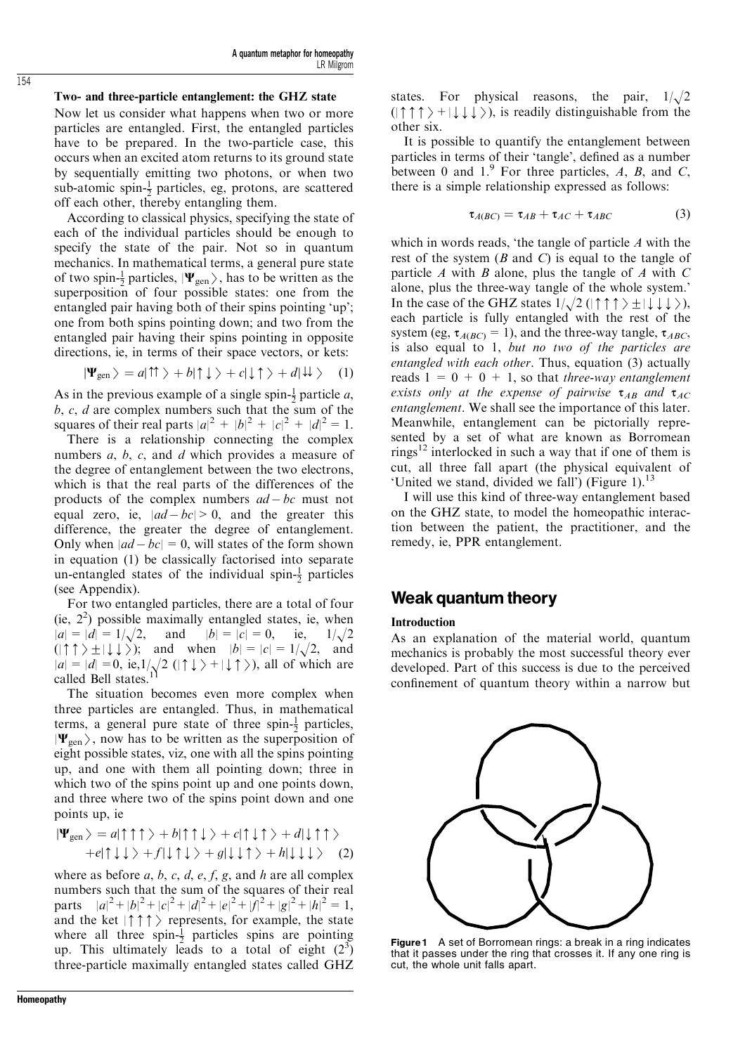### Two- and three-particle entanglement: the GHZ state

Now let us consider what happens when two or more particles are entangled. First, the entangled particles have to be prepared. In the two-particle case, this occurs when an excited atom returns to its ground state by sequentially emitting two photons, or when two sub-atomic spin-$\frac{1}{2}$ particles, eg, protons, are scattered off each other, thereby entangling them.

According to classical physics, specifying the state of each of the individual particles should be enough to specify the state of the pair. Not so in quantum mechanics. In mathematical terms, a general pure state of two spin-$\frac{1}{2}$ particles, $|\Psi_{\rm gen}\rangle$, has to be written as the superposition of four possible states: one from the entangled pair having both of their spins pointing 'up'; one from both spins pointing down; and two from the entangled pair having their spins pointing in opposite directions, ie, in terms of their space vectors, or kets:

$$|\Psi_{\rm gen}\rangle = a|\uparrow\uparrow\rangle + b|\uparrow\downarrow\rangle + c|\downarrow\uparrow\rangle + d|\downarrow\downarrow\rangle \quad (1)$$

As in the previous example of a single spin-$\frac{1}{2}$ particle $a$, $b$, $c$, $d$ are complex numbers such that the sum of the squares of their real parts $|a|^2 + |b|^2 + |c|^2 + |d|^2 = 1$.

There is a relationship connecting the complex numbers $a$, $b$, $c$, and $d$ which provides a measure of the degree of entanglement between the two electrons, which is that the real parts of the differences of the products of the complex numbers $ad - bc$ must not equal zero, ie, $|ad - bc| > 0$, and the greater this difference, the greater the degree of entanglement. Only when $|ad - bc| = 0$, will states of the form shown in equation (1) be classically factorised into separate un-entangled states of the individual spin-$\frac{1}{2}$ particles (see Appendix).

For two entangled particles, there are a total of four (ie, $2^2$) possible maximally entangled states, ie, when $|a| = |d| = 1/\sqrt{2}$, and $|b| = |c| = 0$, ie, $1/\sqrt{2}$ $(|\uparrow\uparrow\rangle \pm |\downarrow\downarrow\rangle)$; and when $|b| = |c| = 1/\sqrt{2}$, and $|a| = |d| = 0$, ie, $1/\sqrt{2}$ $(|\uparrow\downarrow\rangle + |\downarrow\uparrow\rangle)$, all of which are called Bell states.[11]

The situation becomes even more complex when three particles are entangled. Thus, in mathematical terms, a general pure state of three spin-$\frac{1}{2}$ particles, $|\Psi_{\rm gen}\rangle$, now has to be written as the superposition of eight possible states, viz, one with all the spins pointing up, and one with them all pointing down; three in which two of the spins point up and one points down, and three where two of the spins point down and one points up, ie

$$|\Psi_{\rm gen}\rangle = a|\uparrow\uparrow\uparrow\rangle + b|\uparrow\uparrow\downarrow\rangle + c|\uparrow\downarrow\uparrow\rangle + d|\downarrow\uparrow\uparrow\rangle + e|\uparrow\downarrow\downarrow\rangle + f|\downarrow\uparrow\downarrow\rangle + g|\downarrow\downarrow\uparrow\rangle + h|\downarrow\downarrow\downarrow\rangle \quad (2)$$

where as before $a$, $b$, $c$, $d$, $e$, $f$, $g$, and $h$ are all complex numbers such that the sum of the squares of their real parts $|a|^2 + |b|^2 + |c|^2 + |d|^2 + |e|^2 + |f|^2 + |g|^2 + |h|^2 = 1$, and the ket $|\uparrow\uparrow\uparrow\rangle$ represents, for example, the state where all three spin-$\frac{1}{2}$ particles spins are pointing up. This ultimately leads to a total of eight ($2^3$) three-particle maximally entangled states called GHZ states. For physical reasons, the pair, $1/\sqrt{2}$ $(|\uparrow\uparrow\uparrow\rangle + |\downarrow\downarrow\downarrow\rangle)$, is readily distinguishable from the other six.

It is possible to quantify the entanglement between particles in terms of their 'tangle', defined as a number between 0 and 1.[9] For three particles, $A$, $B$, and $C$, there is a simple relationship expressed as follows:

$$\tau_{A(BC)} = \tau_{AB} + \tau_{AC} + \tau_{ABC} \quad (3)$$

which in words reads, 'the tangle of particle $A$ with the rest of the system ($B$ and $C$) is equal to the tangle of particle $A$ with $B$ alone, plus the tangle of $A$ with $C$ alone, plus the three-way tangle of the whole system.' In the case of the GHZ states $1/\sqrt{2}$ $(|\uparrow\uparrow\uparrow\rangle \pm |\downarrow\downarrow\downarrow\rangle)$, each particle is fully entangled with the rest of the system (eg, $\tau_{A(BC)} = 1$), and the three-way tangle, $\tau_{ABC}$, is also equal to 1, *but no two of the particles are entangled with each other*. Thus, equation (3) actually reads $1 = 0 + 0 + 1$, so that *three-way entanglement exists only at the expense of pairwise* $\tau_{AB}$ *and* $\tau_{AC}$ *entanglement*. We shall see the importance of this later. Meanwhile, entanglement can be pictorially represented by a set of what are known as Borromean rings[12] interlocked in such a way that if one of them is cut, all three fall apart (the physical equivalent of 'United we stand, divided we fall') (Figure 1).[13]

I will use this kind of three-way entanglement based on the GHZ state, to model the homeopathic interaction between the patient, the practitioner, and the remedy, ie, PPR entanglement.

## Weak quantum theory

### Introduction

As an explanation of the material world, quantum mechanics is probably the most successful theory ever developed. Part of this success is due to the perceived confinement of quantum theory within a narrow but

**Figure 1** A set of Borromean rings: a break in a ring indicates that it passes under the ring that crosses it. If any one ring is cut, the whole unit falls apart.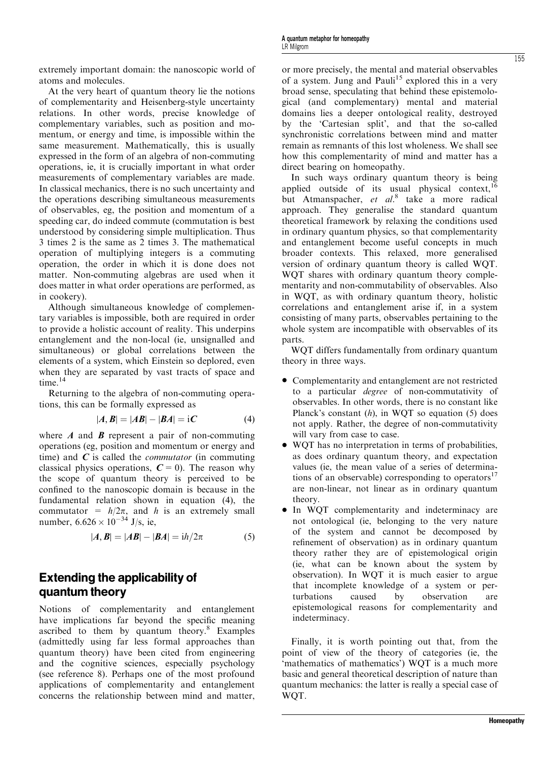extremely important domain: the nanoscopic world of atoms and molecules.

At the very heart of quantum theory lie the notions of complementarity and Heisenberg-style uncertainty relations. In other words, precise knowledge of complementary variables, such as position and momentum, or energy and time, is impossible within the same measurement. Mathematically, this is usually expressed in the form of an algebra of non-commuting operations, ie, it is crucially important in what order measurements of complementary variables are made. In classical mechanics, there is no such uncertainty and the operations describing simultaneous measurements of observables, eg, the position and momentum of a speeding car, do indeed commute (commutation is best understood by considering simple multiplication. Thus 3 times 2 is the same as 2 times 3. The mathematical operation of multiplying integers is a commuting operation, the order in which it is done does not matter. Non-commuting algebras are used when it does matter in what order operations are performed, as in cookery).

Although simultaneous knowledge of complementary variables is impossible, both are required in order to provide a holistic account of reality. This underpins entanglement and the non-local (ie, unsignalled and simultaneous) or global correlations between the elements of a system, which Einstein so deplored, even when they are separated by vast tracts of space and time.[14]

Returning to the algebra of non-commuting operations, this can be formally expressed as

$$|\boldsymbol{A}, \boldsymbol{B}| = |\boldsymbol{AB}| - |\boldsymbol{BA}| = \mathrm{i}\boldsymbol{C} \tag{4}$$

where $\boldsymbol{A}$ and $\boldsymbol{B}$ represent a pair of non-commuting operations (eg, position and momentum or energy and time) and $\boldsymbol{C}$ is called the *commutator* (in commuting classical physics operations, $\boldsymbol{C} = 0$). The reason why the scope of quantum theory is perceived to be confined to the nanoscopic domain is because in the fundamental relation shown in equation (4), the commutator $= h/2\pi$, and $h$ is an extremely small number, $6.626 \times 10^{-34}$ J/s, ie,

$$|\boldsymbol{A}, \boldsymbol{B}| = |\boldsymbol{AB}| - |\boldsymbol{BA}| = \mathrm{i}h/2\pi \tag{5}$$

## Extending the applicability of quantum theory

Notions of complementarity and entanglement have implications far beyond the specific meaning ascribed to them by quantum theory.[8] Examples (admittedly using far less formal approaches than quantum theory) have been cited from engineering and the cognitive sciences, especially psychology (see reference 8). Perhaps one of the most profound applications of complementarity and entanglement concerns the relationship between mind and matter, or more precisely, the mental and material observables of a system. Jung and Pauli[15] explored this in a very broad sense, speculating that behind these epistemological (and complementary) mental and material domains lies a deeper ontological reality, destroyed by the 'Cartesian split', and that the so-called synchronistic correlations between mind and matter remain as remnants of this lost wholeness. We shall see how this complementarity of mind and matter has a direct bearing on homeopathy.

In such ways ordinary quantum theory is being applied outside of its usual physical context,[16] but Atmanspacher, *et al.*[8] take a more radical approach. They generalise the standard quantum theoretical framework by relaxing the conditions used in ordinary quantum physics, so that complementarity and entanglement become useful concepts in much broader contexts. This relaxed, more generalised version of ordinary quantum theory is called WQT. WQT shares with ordinary quantum theory complementarity and non-commutability of observables. Also in WQT, as with ordinary quantum theory, holistic correlations and entanglement arise if, in a system consisting of many parts, observables pertaining to the whole system are incompatible with observables of its parts.

WQT differs fundamentally from ordinary quantum theory in three ways.

- Complementarity and entanglement are not restricted to a particular *degree* of non-commutativity of observables. In other words, there is no constant like Planck's constant ($h$), in WQT so equation (5) does not apply. Rather, the degree of non-commutativity will vary from case to case.
- WQT has no interpretation in terms of probabilities, as does ordinary quantum theory, and expectation values (ie, the mean value of a series of determinations of an observable) corresponding to operators[17] are non-linear, not linear as in ordinary quantum theory.
- In WQT complementarity and indeterminacy are not ontological (ie, belonging to the very nature of the system and cannot be decomposed by refinement of observation) as in ordinary quantum theory rather they are of epistemological origin (ie, what can be known about the system by observation). In WQT it is much easier to argue that incomplete knowledge of a system or perturbations caused by observation are epistemological reasons for complementarity and indeterminacy.

Finally, it is worth pointing out that, from the point of view of the theory of categories (ie, the 'mathematics of mathematics') WQT is a much more basic and general theoretical description of nature than quantum mechanics: the latter is really a special case of WQT.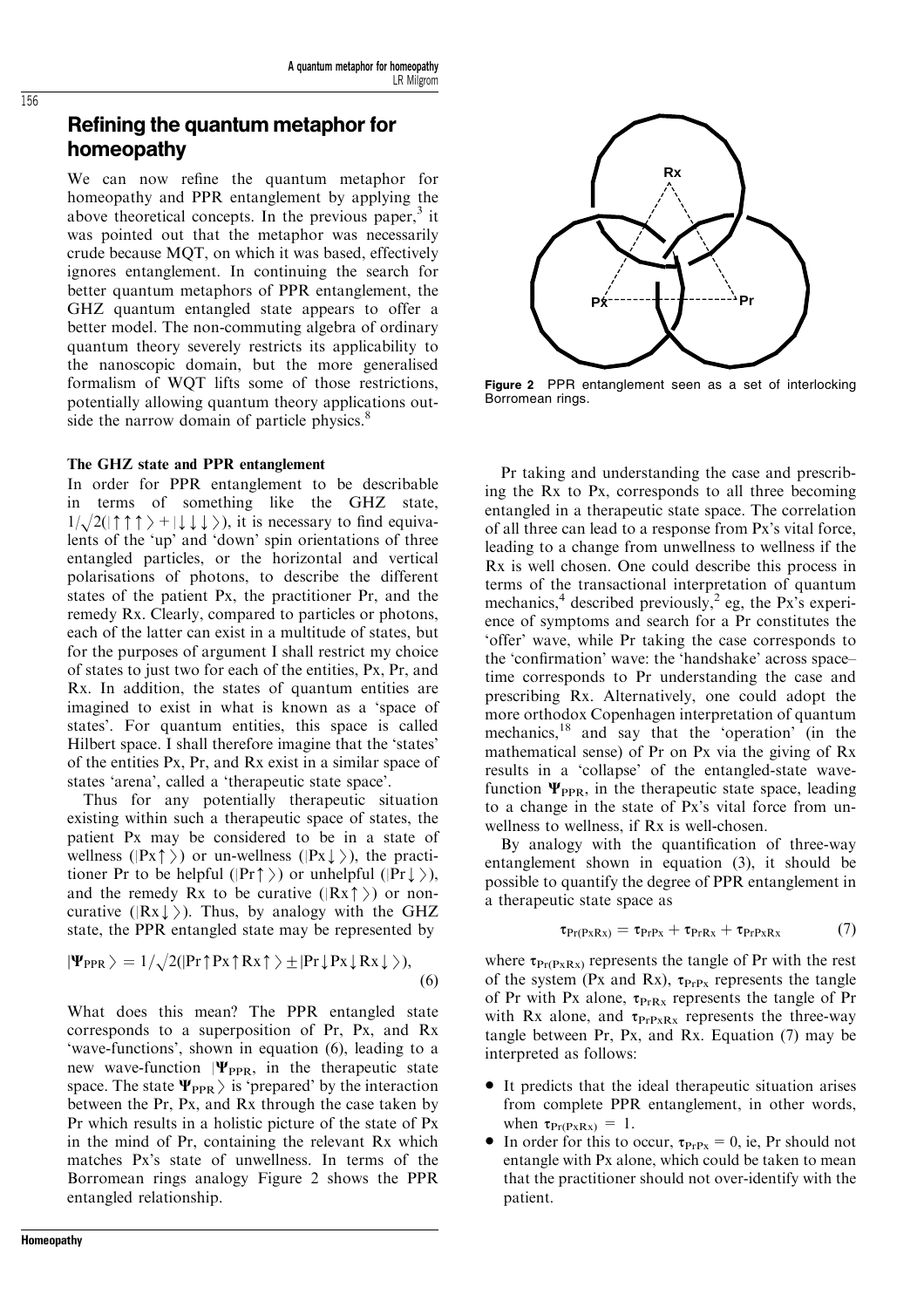## Refining the quantum metaphor for homeopathy

We can now refine the quantum metaphor for homeopathy and PPR entanglement by applying the above theoretical concepts. In the previous paper,[3] it was pointed out that the metaphor was necessarily crude because MQT, on which it was based, effectively ignores entanglement. In continuing the search for better quantum metaphors of PPR entanglement, the GHZ quantum entangled state appears to offer a better model. The non-commuting algebra of ordinary quantum theory severely restricts its applicability to the nanoscopic domain, but the more generalised formalism of WQT lifts some of those restrictions, potentially allowing quantum theory applications outside the narrow domain of particle physics.[8]

### The GHZ state and PPR entanglement

In order for PPR entanglement to be describable in terms of something like the GHZ state, $1/\sqrt{2}(|\uparrow\uparrow\uparrow\rangle + |\downarrow\downarrow\downarrow\rangle)$, it is necessary to find equivalents of the 'up' and 'down' spin orientations of three entangled particles, or the horizontal and vertical polarisations of photons, to describe the different states of the patient Px, the practitioner Pr, and the remedy Rx. Clearly, compared to particles or photons, each of the latter can exist in a multitude of states, but for the purposes of argument I shall restrict my choice of states to just two for each of the entities, Px, Pr, and Rx. In addition, the states of quantum entities are imagined to exist in what is known as a 'space of states'. For quantum entities, this space is called Hilbert space. I shall therefore imagine that the 'states' of the entities Px, Pr, and Rx exist in a similar space of states 'arena', called a 'therapeutic state space'.

Thus for any potentially therapeutic situation existing within such a therapeutic space of states, the patient Px may be considered to be in a state of wellness ($|Px\uparrow\rangle$) or un-wellness ($|Px\downarrow\rangle$), the practitioner Pr to be helpful ($|Pr\uparrow\rangle$) or unhelpful ($|Pr\downarrow\rangle$), and the remedy Rx to be curative ($|Rx\uparrow\rangle$) or non-curative ($|Rx\downarrow\rangle$). Thus, by analogy with the GHZ state, the PPR entangled state may be represented by

$$|\Psi_{PPR}\rangle = 1/\sqrt{2}(|Pr\uparrow Px\uparrow Rx\uparrow\rangle \pm |Pr\downarrow Px\downarrow Rx\downarrow\rangle), \tag{6}$$

What does this mean? The PPR entangled state corresponds to a superposition of Pr, Px, and Rx 'wave-functions', shown in equation (6), leading to a new wave-function $|\Psi_{PPR}$, in the therapeutic state space. The state $\Psi_{PPR}\rangle$ is 'prepared' by the interaction between the Pr, Px, and Rx through the case taken by Pr which results in a holistic picture of the state of Px in the mind of Pr, containing the relevant Rx which matches Px's state of unwellness. In terms of the Borromean rings analogy Figure 2 shows the PPR entangled relationship.

**Figure 2** PPR entanglement seen as a set of interlocking Borromean rings.

Pr taking and understanding the case and prescribing the Rx to Px, corresponds to all three becoming entangled in a therapeutic state space. The correlation of all three can lead to a response from Px's vital force, leading to a change from unwellness to wellness if the Rx is well chosen. One could describe this process in terms of the transactional interpretation of quantum mechanics,[4] described previously,[2] eg, the Px's experience of symptoms and search for a Pr constitutes the 'offer' wave, while Pr taking the case corresponds to the 'confirmation' wave: the 'handshake' across space–time corresponds to Pr understanding the case and prescribing Rx. Alternatively, one could adopt the more orthodox Copenhagen interpretation of quantum mechanics,[18] and say that the 'operation' (in the mathematical sense) of Pr on Px via the giving of Rx results in a 'collapse' of the entangled-state wave-function $\Psi_{PPR}$, in the therapeutic state space, leading to a change in the state of Px's vital force from unwellness to wellness, if Rx is well-chosen.

By analogy with the quantification of three-way entanglement shown in equation (3), it should be possible to quantify the degree of PPR entanglement in a therapeutic state space as

$$\tau_{Pr(PxRx)} = \tau_{PrPx} + \tau_{PrRx} + \tau_{PrPxRx} \tag{7}$$

where $\tau_{Pr(PxRx)}$ represents the tangle of Pr with the rest of the system (Px and Rx), $\tau_{PrPx}$ represents the tangle of Pr with Px alone, $\tau_{PrRx}$ represents the tangle of Pr with Rx alone, and $\tau_{PrPxRx}$ represents the three-way tangle between Pr, Px, and Rx. Equation (7) may be interpreted as follows:

- It predicts that the ideal therapeutic situation arises from complete PPR entanglement, in other words, when $\tau_{Pr(PxRx)} = 1$.
- In order for this to occur, $\tau_{PrPx} = 0$, ie, Pr should not entangle with Px alone, which could be taken to mean that the practitioner should not over-identify with the patient.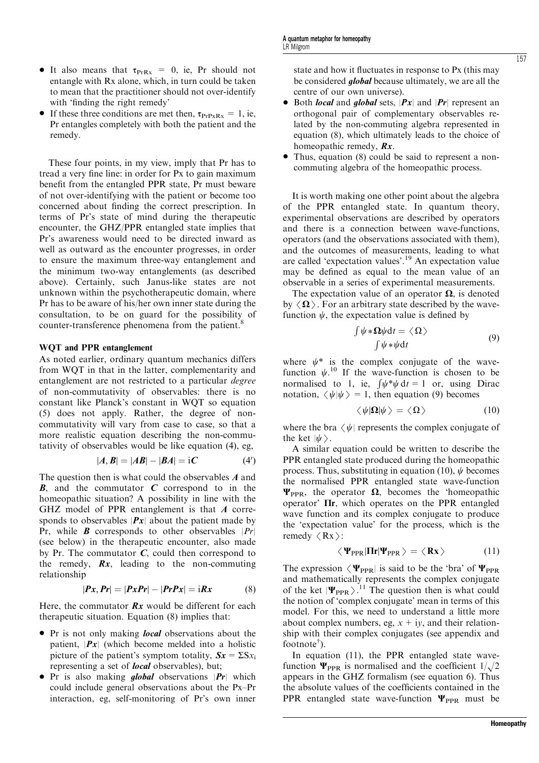- It also means that $\tau_{PrRx} = 0$, ie, Pr should not entangle with Rx alone, which, in turn could be taken to mean that the practitioner should not over-identify with 'finding the right remedy'
- If these three conditions are met then, $\tau_{PrPxRx} = 1$, ie, Pr entangles completely with both the patient and the remedy.

These four points, in my view, imply that Pr has to tread a very fine line: in order for Px to gain maximum benefit from the entangled PPR state, Pr must beware of not over-identifying with the patient or become too concerned about finding the correct prescription. In terms of Pr's state of mind during the therapeutic encounter, the GHZ/PPR entangled state implies that Pr's awareness would need to be directed inward as well as outward as the encounter progresses, in order to ensure the maximum three-way entanglement and the minimum two-way entanglements (as described above). Certainly, such Janus-like states are not unknown within the psychotherapeutic domain, where Pr has to be aware of his/her own inner state during the consultation, to be on guard for the possibility of counter-transference phenomena from the patient.[8]

### WQT and PPR entanglement

As noted earlier, ordinary quantum mechanics differs from WQT in that in the latter, complementarity and entanglement are not restricted to a particular *degree* of non-commutativity of observables: there is no constant like Planck's constant in WQT so equation (5) does not apply. Rather, the degree of non-commutativity will vary from case to case, so that a more realistic equation describing the non-commutativity of observables would be like equation (4), eg,

$$|\boldsymbol{A}, \boldsymbol{B}| = |\boldsymbol{AB}| - |\boldsymbol{BA}| = \mathrm{i}\boldsymbol{C} \tag{4'}$$

The question then is what could the observables $\boldsymbol{A}$ and $\boldsymbol{B}$, and the commutator $\boldsymbol{C}$ correspond to in the homeopathic situation? A possibility in line with the GHZ model of PPR entanglement is that $\boldsymbol{A}$ corresponds to observables $|\boldsymbol{Px}|$ about the patient made by Pr, while $\boldsymbol{B}$ corresponds to other observables $|Pr|$ (see below) in the therapeutic encounter, also made by Pr. The commutator $\boldsymbol{C}$, could then correspond to the remedy, $\boldsymbol{Rx}$, leading to the non-commuting relationship

$$|\boldsymbol{Px}, \boldsymbol{Pr}| = |\boldsymbol{PxPr}| - |\boldsymbol{PrPx}| = \mathrm{i}\boldsymbol{Rx} \tag{8}$$

Here, the commutator $\boldsymbol{Rx}$ would be different for each therapeutic situation. Equation (8) implies that:

- Pr is not only making ***local*** observations about the patient, $|\boldsymbol{Px}|$ (which become melded into a holistic picture of the patient's symptom totality, $\boldsymbol{Sx} = \Sigma Sx_i$ representing a set of ***local*** observables), but;
- Pr is also making ***global*** observations $|\boldsymbol{Pr}|$ which could include general observations about the Px–Pr interaction, eg, self-monitoring of Pr's own inner state and how it fluctuates in response to Px (this may be considered ***global*** because ultimately, we are all the centre of our own universe).
- Both ***local*** and ***global*** sets, $|\boldsymbol{Px}|$ and $|\boldsymbol{Pr}|$ represent an orthogonal pair of complementary observables related by the non-commuting algebra represented in equation (8), which ultimately leads to the choice of homeopathic remedy, $\boldsymbol{Rx}$.
- Thus, equation (8) could be said to represent a non-commuting algebra of the homeopathic process.

It is worth making one other point about the algebra of the PPR entangled state. In quantum theory, experimental observations are described by operators and there is a connection between wave-functions, operators (and the observations associated with them), and the outcomes of measurements, leading to what are called 'expectation values'.[19] An expectation value may be defined as equal to the mean value of an observable in a series of experimental measurements.

The expectation value of an operator $\boldsymbol{\Omega}$, is denoted by $\langle \boldsymbol{\Omega} \rangle$. For an arbitrary state described by the wave-function $\psi$, the expectation value is defined by

$$\frac{\int \psi * \boldsymbol{\Omega} \psi \mathrm{d}t}{\int \psi * \psi \mathrm{d}t} = \langle \Omega \rangle \tag{9}$$

where $\psi^*$ is the complex conjugate of the wave-function $\psi$.[10] If the wave-function is chosen to be normalised to 1, ie, $\int \psi^* \psi \, \mathrm{d}t = 1$ or, using Dirac notation, $\langle \psi | \psi \rangle = 1$, then equation (9) becomes

$$\langle \psi | \boldsymbol{\Omega} | \psi \rangle = \langle \boldsymbol{\Omega} \rangle \tag{10}$$

where the bra $\langle \psi |$ represents the complex conjugate of the ket $| \psi \rangle$.

A similar equation could be written to describe the PPR entangled state produced during the homeopathic process. Thus, substituting in equation (10), $\psi$ becomes the normalised PPR entangled state wave-function $\boldsymbol{\Psi}_{\mathrm{PPR}}$, the operator $\boldsymbol{\Omega}$, becomes the 'homeopathic operator' $\boldsymbol{\Pi}\mathbf{r}$, which operates on the PPR entangled wave function and its complex conjugate to produce the 'expectation value' for the process, which is the remedy $\langle \mathrm{Rx} \rangle$:

$$\langle \boldsymbol{\Psi}_{\mathrm{PPR}} | \boldsymbol{\Pi}\mathbf{r} | \boldsymbol{\Psi}_{\mathrm{PPR}} \rangle = \langle \mathbf{Rx} \rangle \tag{11}$$

The expression $\langle \boldsymbol{\Psi}_{\mathrm{PPR}} |$ is said to be the 'bra' of $\boldsymbol{\Psi}_{\mathrm{PPR}}$ and mathematically represents the complex conjugate of the ket $| \boldsymbol{\Psi}_{\mathrm{PPR}} \rangle$.[11] The question then is what could the notion of 'complex conjugate' mean in terms of this model. For this, we need to understand a little more about complex numbers, eg, $x + \mathrm{i}y$, and their relationship with their complex conjugates (see appendix and footnote[†]).

In equation (11), the PPR entangled state wave-function $\boldsymbol{\Psi}_{\mathrm{PPR}}$ is normalised and the coefficient $1/\sqrt{2}$ appears in the GHZ formalism (see equation 6). Thus the absolute values of the coefficients contained in the PPR entangled state wave-function $\boldsymbol{\Psi}_{\mathrm{PPR}}$ must be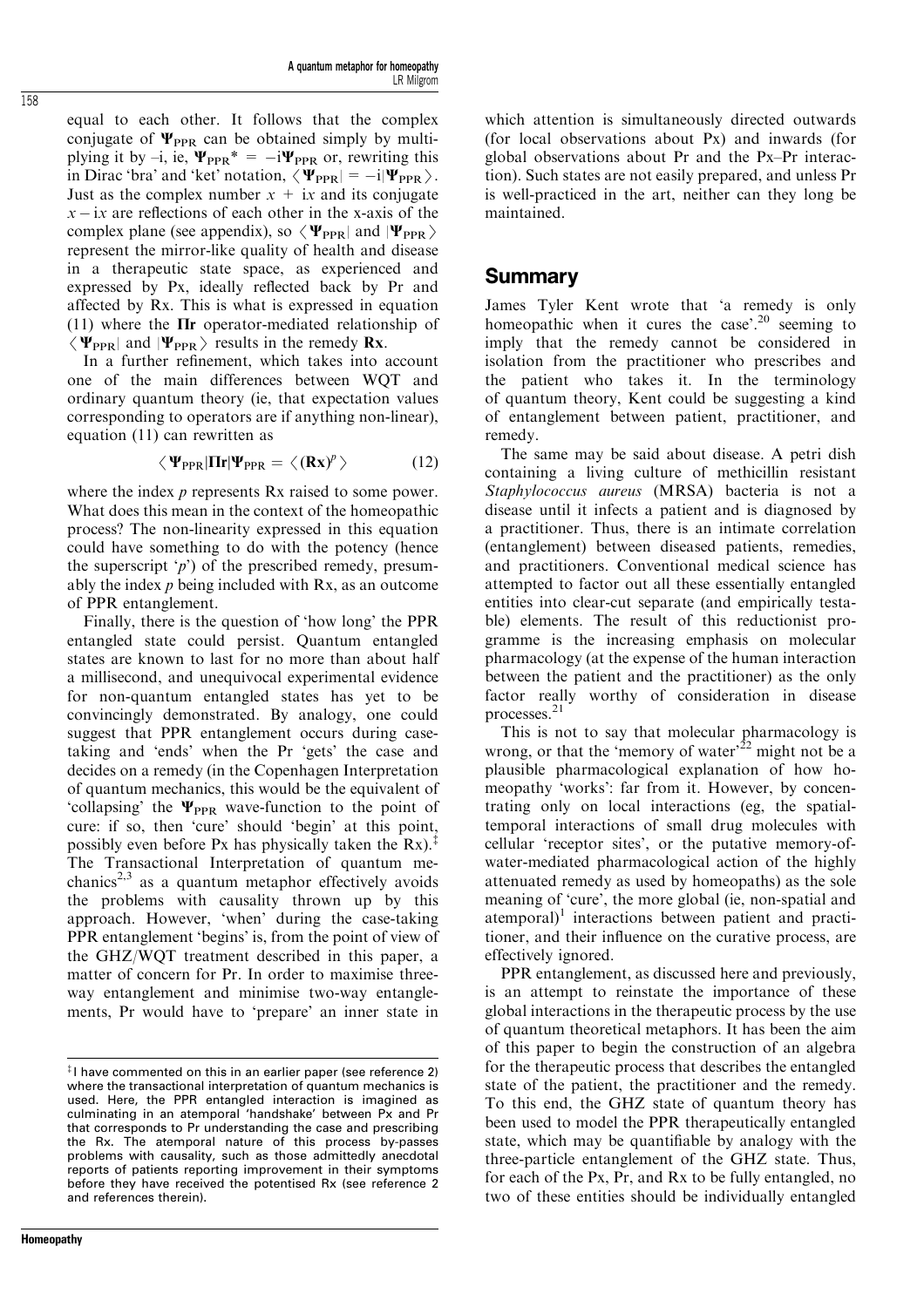equal to each other. It follows that the complex conjugate of $\mathbf{\Psi}_{\mathrm{PPR}}$ can be obtained simply by multiplying it by –i, ie, $\mathbf{\Psi}_{\mathrm{PPR}}^* = -\mathrm{i}\mathbf{\Psi}_{\mathrm{PPR}}$ or, rewriting this in Dirac 'bra' and 'ket' notation, $\langle \mathbf{\Psi}_{\mathrm{PPR}}| = -\mathrm{i}|\mathbf{\Psi}_{\mathrm{PPR}}\rangle$. Just as the complex number $x + \mathrm{i}x$ and its conjugate $x - \mathrm{i}x$ are reflections of each other in the x-axis of the complex plane (see appendix), so $\langle \mathbf{\Psi}_{\mathrm{PPR}}|$ and $|\mathbf{\Psi}_{\mathrm{PPR}}\rangle$ represent the mirror-like quality of health and disease in a therapeutic state space, as experienced and expressed by Px, ideally reflected back by Pr and affected by Rx. This is what is expressed in equation (11) where the $\mathbf{\Pi r}$ operator-mediated relationship of $\langle \mathbf{\Psi}_{\mathrm{PPR}}|$ and $|\mathbf{\Psi}_{\mathrm{PPR}}\rangle$ results in the remedy **Rx**.

In a further refinement, which takes into account one of the main differences between WQT and ordinary quantum theory (ie, that expectation values corresponding to operators are if anything non-linear), equation (11) can rewritten as

$$\langle \mathbf{\Psi}_{\mathrm{PPR}}|\mathbf{\Pi r}|\mathbf{\Psi}_{\mathrm{PPR}} = \langle (\mathbf{Rx})^p \rangle \qquad (12)$$

where the index $p$ represents Rx raised to some power. What does this mean in the context of the homeopathic process? The non-linearity expressed in this equation could have something to do with the potency (hence the superscript '$p$') of the prescribed remedy, presumably the index $p$ being included with Rx, as an outcome of PPR entanglement.

Finally, there is the question of 'how long' the PPR entangled state could persist. Quantum entangled states are known to last for no more than about half a millisecond, and unequivocal experimental evidence for non-quantum entangled states has yet to be convincingly demonstrated. By analogy, one could suggest that PPR entanglement occurs during case-taking and 'ends' when the Pr 'gets' the case and decides on a remedy (in the Copenhagen Interpretation of quantum mechanics, this would be the equivalent of 'collapsing' the $\mathbf{\Psi}_{\mathrm{PPR}}$ wave-function to the point of cure: if so, then 'cure' should 'begin' at this point, possibly even before Px has physically taken the Rx).[‡] The Transactional Interpretation of quantum mechanics[2,3] as a quantum metaphor effectively avoids the problems with causality thrown up by this approach. However, 'when' during the case-taking PPR entanglement 'begins' is, from the point of view of the GHZ/WQT treatment described in this paper, a matter of concern for Pr. In order to maximise three-way entanglement and minimise two-way entanglements, Pr would have to 'prepare' an inner state in which attention is simultaneously directed outwards (for local observations about Px) and inwards (for global observations about Pr and the Px–Pr interaction). Such states are not easily prepared, and unless Pr is well-practiced in the art, neither can they long be maintained.

## Summary

James Tyler Kent wrote that 'a remedy is only homeopathic when it cures the case'.[20] seeming to imply that the remedy cannot be considered in isolation from the practitioner who prescribes and the patient who takes it. In the terminology of quantum theory, Kent could be suggesting a kind of entanglement between patient, practitioner, and remedy.

The same may be said about disease. A petri dish containing a living culture of methicillin resistant *Staphylococcus aureus* (MRSA) bacteria is not a disease until it infects a patient and is diagnosed by a practitioner. Thus, there is an intimate correlation (entanglement) between diseased patients, remedies, and practitioners. Conventional medical science has attempted to factor out all these essentially entangled entities into clear-cut separate (and empirically testable) elements. The result of this reductionist programme is the increasing emphasis on molecular pharmacology (at the expense of the human interaction between the patient and the practitioner) as the only factor really worthy of consideration in disease processes.[21]

This is not to say that molecular pharmacology is wrong, or that the 'memory of water'[22] might not be a plausible pharmacological explanation of how homeopathy 'works': far from it. However, by concentrating only on local interactions (eg, the spatial-temporal interactions of small drug molecules with cellular 'receptor sites', or the putative memory-of-water-mediated pharmacological action of the highly attenuated remedy as used by homeopaths) as the sole meaning of 'cure', the more global (ie, non-spatial and atemporal)[1] interactions between patient and practitioner, and their influence on the curative process, are effectively ignored.

PPR entanglement, as discussed here and previously, is an attempt to reinstate the importance of these global interactions in the therapeutic process by the use of quantum theoretical metaphors. It has been the aim of this paper to begin the construction of an algebra for the therapeutic process that describes the entangled state of the patient, the practitioner and the remedy. To this end, the GHZ state of quantum theory has been used to model the PPR therapeutically entangled state, which may be quantifiable by analogy with the three-particle entanglement of the GHZ state. Thus, for each of the Px, Pr, and Rx to be fully entangled, no two of these entities should be individually entangled

[‡] I have commented on this in an earlier paper (see reference 2) where the transactional interpretation of quantum mechanics is used. Here, the PPR entangled interaction is imagined as culminating in an atemporal 'handshake' between Px and Pr that corresponds to Pr understanding the case and prescribing the Rx. The atemporal nature of this process by-passes problems with causality, such as those admittedly anecdotal reports of patients reporting improvement in their symptoms before they have received the potentised Rx (see reference 2 and references therein).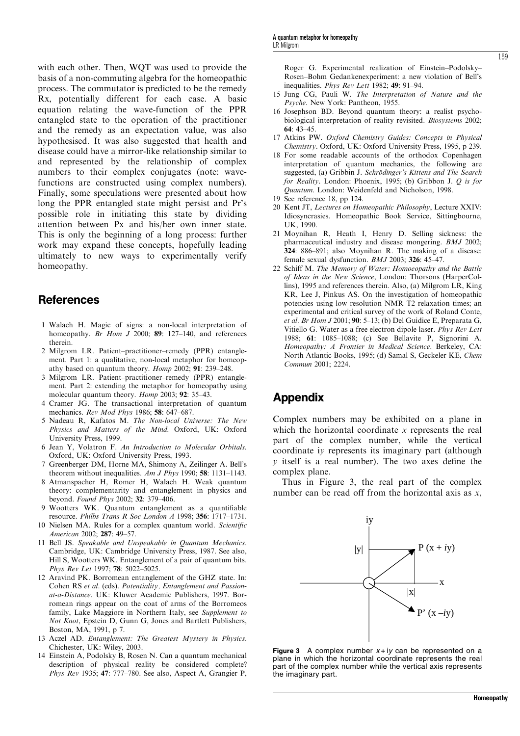with each other. Then, WQT was used to provide the basis of a non-commuting algebra for the homeopathic process. The commutator is predicted to be the remedy Rx, potentially different for each case. A basic equation relating the wave-function of the PPR entangled state to the operation of the practitioner and the remedy as an expectation value, was also hypothesised. It was also suggested that health and disease could have a mirror-like relationship similar to and represented by the relationship of complex numbers to their complex conjugates (note: wave-functions are constructed using complex numbers). Finally, some speculations were presented about how long the PPR entangled state might persist and Pr's possible role in initiating this state by dividing attention between Px and his/her own inner state. This is only the beginning of a long process: further work may expand these concepts, hopefully leading ultimately to new ways to experimentally verify homeopathy.

## References

1 Walach H. Magic of signs: a non-local interpretation of homeopathy. *Br Hom J* 2000; **89**: 127–140, and references therein.

2 Milgrom LR. Patient–practitioner–remedy (PPR) entanglement. Part 1: a qualitative, non-local metaphor for homeopathy based on quantum theory. *Homp* 2002; **91**: 239–248.

3 Milgrom LR. Patient–practitioner–remedy (PPR) entanglement. Part 2: extending the metaphor for homeopathy using molecular quantum theory. *Homp* 2003; **92**: 35–43.

4 Cramer JG. The transactional interpretation of quantum mechanics. *Rev Mod Phys* 1986; **58**: 647–687.

5 Nadeau R, Kafatos M. *The Non-local Universe: The New Physics and Matters of the Mind*. Oxford, UK: Oxford University Press, 1999.

6 Jean Y, Volatron F. *An Introduction to Molecular Orbitals*. Oxford, UK: Oxford University Press, 1993.

7 Greenberger DM, Horne MA, Shimony A, Zeilinger A. Bell's theorem without inequalities. *Am J Phys* 1990; **58**: 1131–1143.

8 Atmanspacher H, Romer H, Walach H. Weak quantum theory: complementarity and entanglement in physics and beyond. *Found Phys* 2002; **32**: 379–406.

9 Wootters WK. Quantum entanglement as a quantifiable resource. *Philbs Trans R Soc London A* 1998; **356**: 1717–1731.

10 Nielsen MA. Rules for a complex quantum world. *Scientific American* 2002; **287**: 49–57.

11 Bell JS. *Speakable and Unspeakable in Quantum Mechanics*. Cambridge, UK: Cambridge University Press, 1987. See also, Hill S, Wootters WK. Entanglement of a pair of quantum bits. *Phys Rev Let* 1997; **78**: 5022–5025.

12 Aravind PK. Borromean entanglement of the GHZ state. In: Cohen RS *et al*. (eds). *Potentiality, Entanglement and Passion-at-a-Distance*. UK: Kluwer Academic Publishers, 1997. Borromean rings appear on the coat of arms of the Borromeos family, Lake Maggiore in Northern Italy, see *Supplement to Not Knot*, Epstein D, Gunn G, Jones and Bartlett Publishers, Boston, MA, 1991, p 7.

13 Aczel AD. *Entanglement: The Greatest Mystery in Physics*. Chichester, UK: Wiley, 2003.

14 Einstein A, Podolsky B, Rosen N. Can a quantum mechanical description of physical reality be considered complete? *Phys Rev* 1935; **47**: 777–780. See also, Aspect A, Grangier P, Roger G. Experimental realization of Einstein–Podolsky–Rosen–Bohm Gedankenexperiment: a new violation of Bell's inequalities. *Phys Rev Lett* 1982; **49**: 91–94.

15 Jung CG, Pauli W. *The Interpretation of Nature and the Psyche*. New York: Pantheon, 1955.

16 Josephson BD. Beyond quantum theory: a realist psycho-biological interpretation of reality revisited. *Biosystems* 2002; **64**: 43–45.

17 Atkins PW. *Oxford Chemistry Guides: Concepts in Physical Chemistry*. Oxford, UK: Oxford University Press, 1995, p 239.

18 For some readable accounts of the orthodox Copenhagen interpretation of quantum mechanics, the following are suggested, (a) Gribbin J. *Schrödinger's Kittens and The Search for Reality*. London: Phoenix, 1995; (b) Gribbon J. *Q is for Quantum*. London: Weidenfeld and Nicholson, 1998.

19 See reference 18, pp 124.

20 Kent JT, *Lectures on Homeopathic Philosophy*, Lecture XXIV: Idiosyncrasies. Homeopathic Book Service, Sittingbourne, UK, 1990.

21 Moynihan R, Heath I, Henry D. Selling sickness: the pharmaceutical industry and disease mongering. *BMJ* 2002; **324**: 886–891; also Moynihan R. The making of a disease: female sexual dysfunction. *BMJ* 2003; **326**: 45–47.

22 Schiff M. *The Memory of Water: Homoeopathy and the Battle of Ideas in the New Science*, London: Thorsons (HarperCollins), 1995 and references therein. Also, (a) Milgrom LR, King KR, Lee J, Pinkus AS. On the investigation of homeopathic potencies using low resolution NMR T2 relaxation times; an experimental and critical survey of the work of Roland Conte, *et al*. *Br Hom J* 2001; **90**: 5–13; (b) Del Guidice E, Preparata G, Vitiello G. Water as a free electron dipole laser. *Phys Rev Lett* 1988; **61**: 1085–1088; (c) See Bellavite P, Signorini A. *Homeopathy: A Frontier in Medical Science*. Berkeley, CA: North Atlantic Books, 1995; (d) Samal S, Geckeler KE, *Chem Commun* 2001; 2224.

## Appendix

Complex numbers may be exhibited on a plane in which the horizontal coordinate $x$ represents the real part of the complex number, while the vertical coordinate i$y$ represents its imaginary part (although $y$ itself is a real number). The two axes define the complex plane.

Thus in Figure 3, the real part of the complex number can be read off from the horizontal axis as $x$,

**Figure 3** A complex number $x+iy$ can be represented on a plane in which the horizontal coordinate represents the real part of the complex number while the vertical axis represents the imaginary part.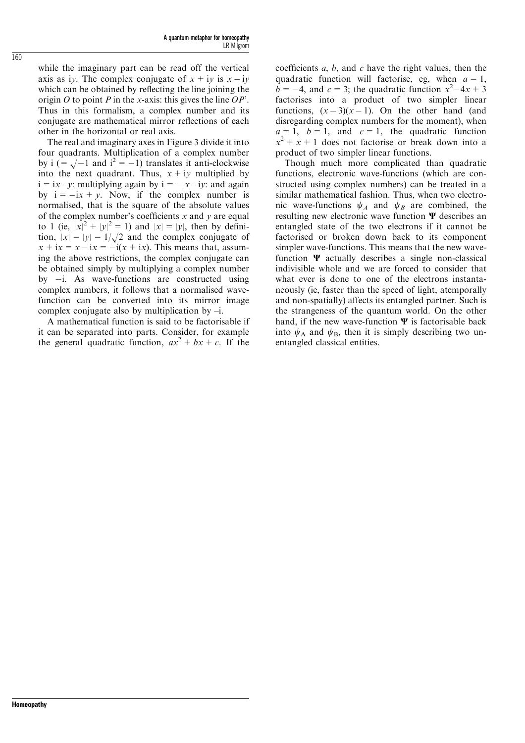while the imaginary part can be read off the vertical axis as i$y$. The complex conjugate of $x + iy$ is $x - iy$ which can be obtained by reflecting the line joining the origin $O$ to point $P$ in the $x$-axis: this gives the line $OP$'. Thus in this formalism, a complex number and its conjugate are mathematical mirror reflections of each other in the horizontal or real axis.

The real and imaginary axes in Figure 3 divide it into four quadrants. Multiplication of a complex number by i ($= \sqrt{-1}$ and $i^2 = -1$) translates it anti-clockwise into the next quadrant. Thus, $x + iy$ multiplied by $i = ix - y$: multiplying again by $i = -x - iy$: and again by $i = -ix + y$. Now, if the complex number is normalised, that is the square of the absolute values of the complex number's coefficients $x$ and $y$ are equal to 1 (ie, $|x|^2 + |y|^2 = 1$) and $|x| = |y|$, then by definition, $|x| = |y| = 1/\sqrt{2}$ and the complex conjugate of $x + ix = x - ix = -i(x + ix)$. This means that, assuming the above restrictions, the complex conjugate can be obtained simply by multiplying a complex number by $-i$. As wave-functions are constructed using complex numbers, it follows that a normalised wave-function can be converted into its mirror image complex conjugate also by multiplication by $-i$.

A mathematical function is said to be factorisable if it can be separated into parts. Consider, for example the general quadratic function, $ax^2 + bx + c$. If the coefficients $a$, $b$, and $c$ have the right values, then the quadratic function will factorise, eg, when $a = 1$, $b = -4$, and $c = 3$; the quadratic function $x^2 - 4x + 3$ factorises into a product of two simpler linear functions, $(x - 3)(x - 1)$. On the other hand (and disregarding complex numbers for the moment), when $a = 1$, $b = 1$, and $c = 1$, the quadratic function $x^2 + x + 1$ does not factorise or break down into a product of two simpler linear functions.

Though much more complicated than quadratic functions, electronic wave-functions (which are constructed using complex numbers) can be treated in a similar mathematical fashion. Thus, when two electronic wave-functions $\psi_A$ and $\psi_B$ are combined, the resulting new electronic wave function $\mathbf{\Psi}$ describes an entangled state of the two electrons if it cannot be factorised or broken down back to its component simpler wave-functions. This means that the new wave-function $\mathbf{\Psi}$ actually describes a single non-classical indivisible whole and we are forced to consider that what ever is done to one of the electrons instantaneously (ie, faster than the speed of light, atemporally and non-spatially) affects its entangled partner. Such is the strangeness of the quantum world. On the other hand, if the new wave-function $\mathbf{\Psi}$ is factorisable back into $\psi_A$ and $\psi_B$, then it is simply describing two un-entangled classical entities.